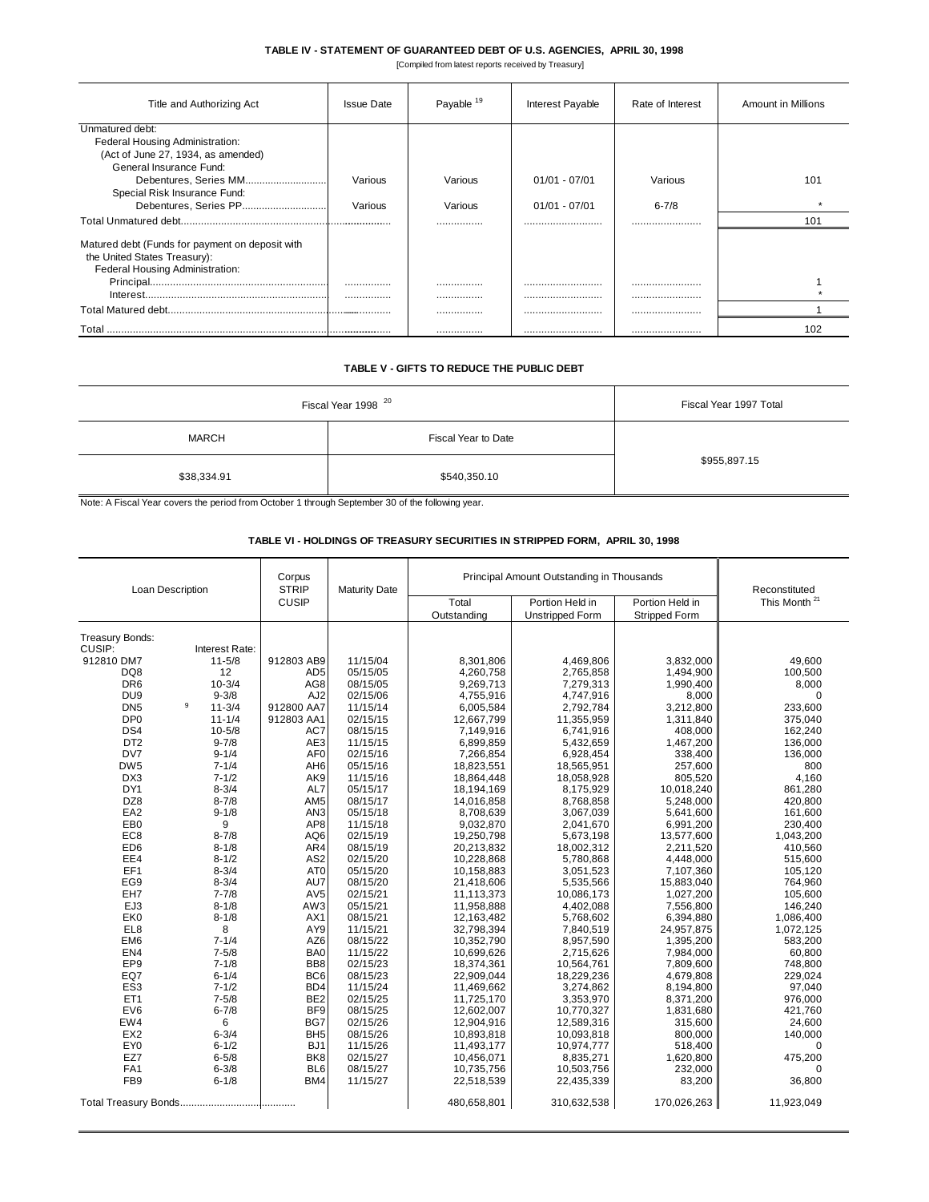## TABLE IV - STATEMENT OF GUARANTEED DEBT OF U.S. AGENCIES, APRIL 30, 1998

[Compiled from latest reports received by Treasury]

| Title and Authorizing Act | Issue Date | Payable [19] | Interest Payable | Rate of Interest | Amount in Millions |
|---|---|---|---|---|---|
| Unmatured debt: | | | | | |
| Federal Housing Administration: | | | | | |
| (Act of June 27, 1934, as amended) | | | | | |
| General Insurance Fund: | | | | | |
| Debentures, Series MM | Various | Various | 01/01 - 07/01 | Various | 101 |
| Special Risk Insurance Fund: | | | | | |
| Debentures, Series PP | Various | Various | 01/01 - 07/01 | 6-7/8 | * |
| Total Unmatured debt | | | | | 101 |
| Matured debt (Funds for payment on deposit with the United States Treasury): | | | | | |
| Federal Housing Administration: | | | | | |
| Principal | | | | | 1 |
| Interest | | | | | * |
| Total Matured debt | | | | | 1 |
| Total | | | | | 102 |

## TABLE V - GIFTS TO REDUCE THE PUBLIC DEBT

| Fiscal Year 1998 [20] | | Fiscal Year 1997 Total |
|---|---|---|
| MARCH | Fiscal Year to Date | |
| $38,334.91 | $540,350.10 | $955,897.15 |

Note: A Fiscal Year covers the period from October 1 through September 30 of the following year.

## TABLE VI - HOLDINGS OF TREASURY SECURITIES IN STRIPPED FORM, APRIL 30, 1998

| Loan Description | | Corpus STRIP CUSIP | Maturity Date | Principal Amount Outstanding in Thousands | | | Reconstituted This Month [21] |
|---|---|---|---|---|---|---|---|
| | | | | Total Outstanding | Portion Held in Unstripped Form | Portion Held in Stripped Form | |
| Treasury Bonds: | | | | | | | |
| CUSIP: | Interest Rate: | | | | | | |
| 912810 DM7 | 11-5/8 | 912803 AB9 | 11/15/04 | 8,301,806 | 4,469,806 | 3,832,000 | 49,600 |
| DQ8 | 12 | AD5 | 05/15/05 | 4,260,758 | 2,765,858 | 1,494,900 | 100,500 |
| DR6 | 10-3/4 | AG8 | 08/15/05 | 9,269,713 | 7,279,313 | 1,990,400 | 8,000 |
| DU9 | 9-3/8 | AJ2 | 02/15/06 | 4,755,916 | 4,747,916 | 8,000 | 0 |
| DN5 | [9] 11-3/4 | 912800 AA7 | 11/15/14 | 6,005,584 | 2,792,784 | 3,212,800 | 233,600 |
| DP0 | 11-1/4 | 912803 AA1 | 02/15/15 | 12,667,799 | 11,355,959 | 1,311,840 | 375,040 |
| DS4 | 10-5/8 | AC7 | 08/15/15 | 7,149,916 | 6,741,916 | 408,000 | 162,240 |
| DT2 | 9-7/8 | AE3 | 11/15/15 | 6,899,859 | 5,432,659 | 1,467,200 | 136,000 |
| DV7 | 9-1/4 | AF0 | 02/15/16 | 7,266,854 | 6,928,454 | 338,400 | 136,000 |
| DW5 | 7-1/4 | AH6 | 05/15/16 | 18,823,551 | 18,565,951 | 257,600 | 800 |
| DX3 | 7-1/2 | AK9 | 11/15/16 | 18,864,448 | 18,058,928 | 805,520 | 4,160 |
| DY1 | 8-3/4 | AL7 | 05/15/17 | 18,194,169 | 8,175,929 | 10,018,240 | 861,280 |
| DZ8 | 8-7/8 | AM5 | 08/15/17 | 14,016,858 | 8,768,858 | 5,248,000 | 420,800 |
| EA2 | 9-1/8 | AN3 | 05/15/18 | 8,708,639 | 3,067,039 | 5,641,600 | 161,600 |
| EB0 | 9 | AP8 | 11/15/18 | 9,032,870 | 2,041,670 | 6,991,200 | 230,400 |
| EC8 | 8-7/8 | AQ6 | 02/15/19 | 19,250,798 | 5,673,198 | 13,577,600 | 1,043,200 |
| ED6 | 8-1/8 | AR4 | 08/15/19 | 20,213,832 | 18,002,312 | 2,211,520 | 410,560 |
| EE4 | 8-1/2 | AS2 | 02/15/20 | 10,228,868 | 5,780,868 | 4,448,000 | 515,600 |
| EF1 | 8-3/4 | AT0 | 05/15/20 | 10,158,883 | 3,051,523 | 7,107,360 | 105,120 |
| EG9 | 8-3/4 | AU7 | 08/15/20 | 21,418,606 | 5,535,566 | 15,883,040 | 764,960 |
| EH7 | 7-7/8 | AV5 | 02/15/21 | 11,113,373 | 10,086,173 | 1,027,200 | 105,600 |
| EJ3 | 8-1/8 | AW3 | 05/15/21 | 11,958,888 | 4,402,088 | 7,556,800 | 146,240 |
| EK0 | 8-1/8 | AX1 | 08/15/21 | 12,163,482 | 5,768,602 | 6,394,880 | 1,086,400 |
| EL8 | 8 | AY9 | 11/15/21 | 32,798,394 | 7,840,519 | 24,957,875 | 1,072,125 |
| EM6 | 7-1/4 | AZ6 | 08/15/22 | 10,352,790 | 8,957,590 | 1,395,200 | 583,200 |
| EN4 | 7-5/8 | BA0 | 11/15/22 | 10,699,626 | 2,715,626 | 7,984,000 | 60,800 |
| EP9 | 7-1/8 | BB8 | 02/15/23 | 18,374,361 | 10,564,761 | 7,809,600 | 748,800 |
| EQ7 | 6-1/4 | BC6 | 08/15/23 | 22,909,044 | 18,229,236 | 4,679,808 | 229,024 |
| ES3 | 7-1/2 | BD4 | 11/15/24 | 11,469,662 | 3,274,862 | 8,194,800 | 97,040 |
| ET1 | 7-5/8 | BE2 | 02/15/25 | 11,725,170 | 3,353,970 | 8,371,200 | 976,000 |
| EV6 | 6-7/8 | BF9 | 08/15/25 | 12,602,007 | 10,770,327 | 1,831,680 | 421,760 |
| EW4 | 6 | BG7 | 02/15/26 | 12,904,916 | 12,589,316 | 315,600 | 24,600 |
| EX2 | 6-3/4 | BH5 | 08/15/26 | 10,893,818 | 10,093,818 | 800,000 | 140,000 |
| EY0 | 6-1/2 | BJ1 | 11/15/26 | 11,493,177 | 10,974,777 | 518,400 | 0 |
| EZ7 | 6-5/8 | BK8 | 02/15/27 | 10,456,071 | 8,835,271 | 1,620,800 | 475,200 |
| FA1 | 6-3/8 | BL6 | 08/15/27 | 10,735,756 | 10,503,756 | 232,000 | 0 |
| FB9 | 6-1/8 | BM4 | 11/15/27 | 22,518,539 | 22,435,339 | 83,200 | 36,800 |
| Total Treasury Bonds | | | | 480,658,801 | 310,632,538 | 170,026,263 | 11,923,049 |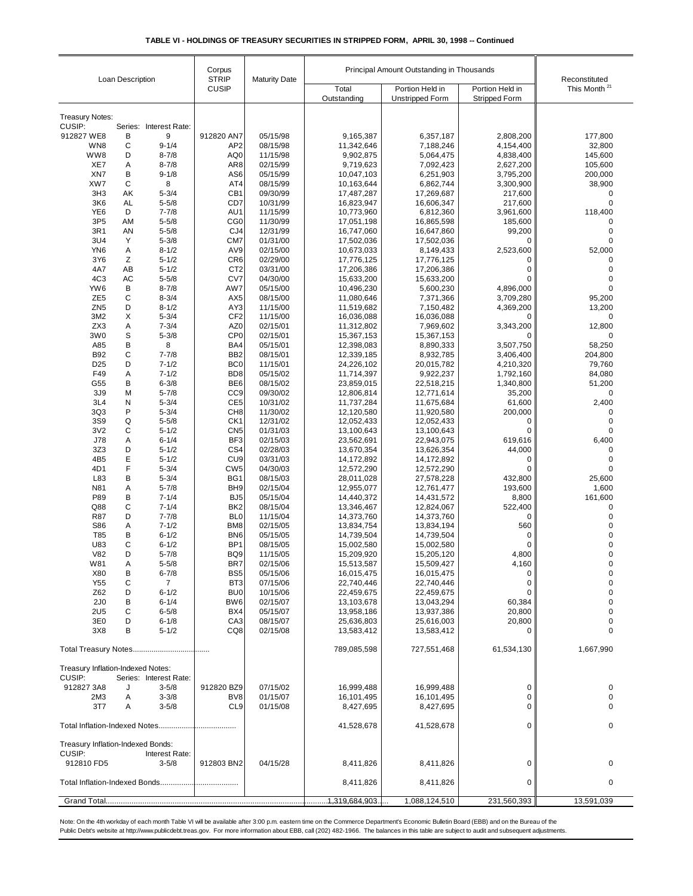**TABLE VI - HOLDINGS OF TREASURY SECURITIES IN STRIPPED FORM, APRIL 30, 1998 -- Continued**

| Loan Description | | | Corpus STRIP CUSIP | Maturity Date | Principal Amount Outstanding in Thousands | | | Reconstituted This Month [21] |
|---|---|---|---|---|---|---|---|---|
| | | | | | Total Outstanding | Portion Held in Unstripped Form | Portion Held in Stripped Form | |
| Treasury Notes: | | | | | | | | |
| CUSIP: | Series: | Interest Rate: | | | | | | |
| 912827 WE8 | B | 9 | 912820 AN7 | 05/15/98 | 9,165,387 | 6,357,187 | 2,808,200 | 177,800 |
| WN8 | C | 9-1/4 | AP2 | 08/15/98 | 11,342,646 | 7,188,246 | 4,154,400 | 32,800 |
| WW8 | D | 8-7/8 | AQ0 | 11/15/98 | 9,902,875 | 5,064,475 | 4,838,400 | 145,600 |
| XE7 | A | 8-7/8 | AR8 | 02/15/99 | 9,719,623 | 7,092,423 | 2,627,200 | 105,600 |
| XN7 | B | 9-1/8 | AS6 | 05/15/99 | 10,047,103 | 6,251,903 | 3,795,200 | 200,000 |
| XW7 | C | 8 | AT4 | 08/15/99 | 10,163,644 | 6,862,744 | 3,300,900 | 38,900 |
| 3H3 | AK | 5-3/4 | CB1 | 09/30/99 | 17,487,287 | 17,269,687 | 217,600 | 0 |
| 3K6 | AL | 5-5/8 | CD7 | 10/31/99 | 16,823,947 | 16,606,347 | 217,600 | 0 |
| YE6 | D | 7-7/8 | AU1 | 11/15/99 | 10,773,960 | 6,812,360 | 3,961,600 | 118,400 |
| 3P5 | AM | 5-5/8 | CG0 | 11/30/99 | 17,051,198 | 16,865,598 | 185,600 | 0 |
| 3R1 | AN | 5-5/8 | CJ4 | 12/31/99 | 16,747,060 | 16,647,860 | 99,200 | 0 |
| 3U4 | Y | 5-3/8 | CM7 | 01/31/00 | 17,502,036 | 17,502,036 | 0 | 0 |
| YN6 | A | 8-1/2 | AV9 | 02/15/00 | 10,673,033 | 8,149,433 | 2,523,600 | 52,000 |
| 3Y6 | Z | 5-1/2 | CR6 | 02/29/00 | 17,776,125 | 17,776,125 | 0 | 0 |
| 4A7 | AB | 5-1/2 | CT2 | 03/31/00 | 17,206,386 | 17,206,386 | 0 | 0 |
| 4C3 | AC | 5-5/8 | CV7 | 04/30/00 | 15,633,200 | 15,633,200 | 0 | 0 |
| YW6 | B | 8-7/8 | AW7 | 05/15/00 | 10,496,230 | 5,600,230 | 4,896,000 | 0 |
| ZE5 | C | 8-3/4 | AX5 | 08/15/00 | 11,080,646 | 7,371,366 | 3,709,280 | 95,200 |
| ZN5 | D | 8-1/2 | AY3 | 11/15/00 | 11,519,682 | 7,150,482 | 4,369,200 | 13,200 |
| 3M2 | X | 5-3/4 | CF2 | 11/15/00 | 16,036,088 | 16,036,088 | 0 | 0 |
| ZX3 | A | 7-3/4 | AZ0 | 02/15/01 | 11,312,802 | 7,969,602 | 3,343,200 | 12,800 |
| 3W0 | S | 5-3/8 | CP0 | 02/15/01 | 15,367,153 | 15,367,153 | 0 | 0 |
| A85 | B | 8 | BA4 | 05/15/01 | 12,398,083 | 8,890,333 | 3,507,750 | 58,250 |
| B92 | C | 7-7/8 | BB2 | 08/15/01 | 12,339,185 | 8,932,785 | 3,406,400 | 204,800 |
| D25 | D | 7-1/2 | BC0 | 11/15/01 | 24,226,102 | 20,015,782 | 4,210,320 | 79,760 |
| F49 | A | 7-1/2 | BD8 | 05/15/02 | 11,714,397 | 9,922,237 | 1,792,160 | 84,080 |
| G55 | B | 6-3/8 | BE6 | 08/15/02 | 23,859,015 | 22,518,215 | 1,340,800 | 51,200 |
| 3J9 | M | 5-7/8 | CC9 | 09/30/02 | 12,806,814 | 12,771,614 | 35,200 | 0 |
| 3L4 | N | 5-3/4 | CE5 | 10/31/02 | 11,737,284 | 11,675,684 | 61,600 | 2,400 |
| 3Q3 | P | 5-3/4 | CH8 | 11/30/02 | 12,120,580 | 11,920,580 | 200,000 | 0 |
| 3S9 | Q | 5-5/8 | CK1 | 12/31/02 | 12,052,433 | 12,052,433 | 0 | 0 |
| 3V2 | C | 5-1/2 | CN5 | 01/31/03 | 13,100,643 | 13,100,643 | 0 | 0 |
| J78 | A | 6-1/4 | BF3 | 02/15/03 | 23,562,691 | 22,943,075 | 619,616 | 6,400 |
| 3Z3 | D | 5-1/2 | CS4 | 02/28/03 | 13,670,354 | 13,626,354 | 44,000 | 0 |
| 4B5 | E | 5-1/2 | CU9 | 03/31/03 | 14,172,892 | 14,172,892 | 0 | 0 |
| 4D1 | F | 5-3/4 | CW5 | 04/30/03 | 12,572,290 | 12,572,290 | 0 | 0 |
| L83 | B | 5-3/4 | BG1 | 08/15/03 | 28,011,028 | 27,578,228 | 432,800 | 25,600 |
| N81 | A | 5-7/8 | BH9 | 02/15/04 | 12,955,077 | 12,761,477 | 193,600 | 1,600 |
| P89 | B | 7-1/4 | BJ5 | 05/15/04 | 14,440,372 | 14,431,572 | 8,800 | 161,600 |
| Q88 | C | 7-1/4 | BK2 | 08/15/04 | 13,346,467 | 12,824,067 | 522,400 | 0 |
| R87 | D | 7-7/8 | BL0 | 11/15/04 | 14,373,760 | 14,373,760 | 0 | 0 |
| S86 | A | 7-1/2 | BM8 | 02/15/05 | 13,834,754 | 13,834,194 | 560 | 0 |
| T85 | B | 6-1/2 | BN6 | 05/15/05 | 14,739,504 | 14,739,504 | 0 | 0 |
| U83 | C | 6-1/2 | BP1 | 08/15/05 | 15,002,580 | 15,002,580 | 0 | 0 |
| V82 | D | 5-7/8 | BQ9 | 11/15/05 | 15,209,920 | 15,205,120 | 4,800 | 0 |
| W81 | A | 5-5/8 | BR7 | 02/15/06 | 15,513,587 | 15,509,427 | 4,160 | 0 |
| X80 | B | 6-7/8 | BS5 | 05/15/06 | 16,015,475 | 16,015,475 | 0 | 0 |
| Y55 | C | 7 | BT3 | 07/15/06 | 22,740,446 | 22,740,446 | 0 | 0 |
| Z62 | D | 6-1/2 | BU0 | 10/15/06 | 22,459,675 | 22,459,675 | 0 | 0 |
| 2J0 | B | 6-1/4 | BW6 | 02/15/07 | 13,103,678 | 13,043,294 | 60,384 | 0 |
| 2U5 | C | 6-5/8 | BX4 | 05/15/07 | 13,958,186 | 13,937,386 | 20,800 | 0 |
| 3E0 | D | 6-1/8 | CA3 | 08/15/07 | 25,636,803 | 25,616,003 | 20,800 | 0 |
| 3X8 | B | 5-1/2 | CQ8 | 02/15/08 | 13,583,412 | 13,583,412 | 0 | 0 |
| Total Treasury Notes | | | | | 789,085,598 | 727,551,468 | 61,534,130 | 1,667,990 |
| Treasury Inflation-Indexed Notes: | | | | | | | | |
| CUSIP: | Series: | Interest Rate: | | | | | | |
| 912827 3A8 | J | 3-5/8 | 912820 BZ9 | 07/15/02 | 16,999,488 | 16,999,488 | 0 | 0 |
| 2M3 | A | 3-3/8 | BV8 | 01/15/07 | 16,101,495 | 16,101,495 | 0 | 0 |
| 3T7 | A | 3-5/8 | CL9 | 01/15/08 | 8,427,695 | 8,427,695 | 0 | 0 |
| Total Inflation-Indexed Notes | | | | | 41,528,678 | 41,528,678 | 0 | 0 |
| Treasury Inflation-Indexed Bonds: | | | | | | | | |
| CUSIP: | | Interest Rate: | | | | | | |
| 912810 FD5 | | 3-5/8 | 912803 BN2 | 04/15/28 | 8,411,826 | 8,411,826 | 0 | 0 |
| Total Inflation-Indexed Bonds | | | | | 8,411,826 | 8,411,826 | 0 | 0 |
| Grand Total | | | | | 1,319,684,903 | 1,088,124,510 | 231,560,393 | 13,591,039 |

Note: On the 4th workday of each month Table VI will be available after 3:00 p.m. eastern time on the Commerce Department's Economic Bulletin Board (EBB) and on the Bureau of the Public Debt's website at http://www.publicdebt.treas.gov. For more information about EBB, call (202) 482-1966. The balances in this table are subject to audit and subsequent adjustments.